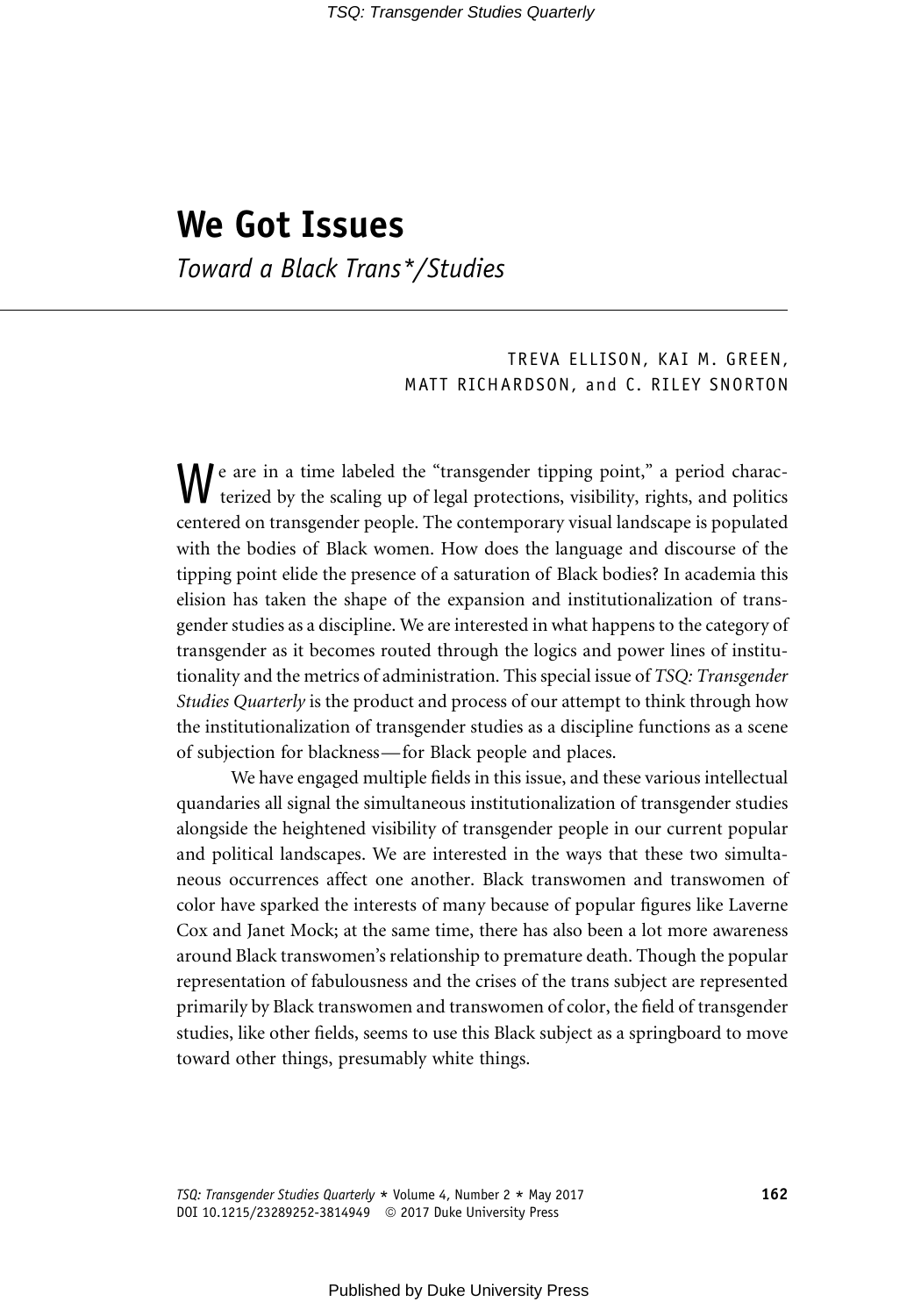# We Got Issues

*Toward a Black Trans\*/Studies*

TREVA ELLISON, KAI M. GREEN, MATT RICHARDSON, and C. RILEY SNORTON

We are in a time labeled the "transgender tipping point," a period characterized by the scaling up of legal protections, visibility, rights, and politics centered on transgender people. The contemporary visual landscape is populated with the bodies of Black women. How does the language and discourse of the tipping point elide the presence of a saturation of Black bodies? In academia this elision has taken the shape of the expansion and institutionalization of transgender studies as a discipline. We are interested in what happens to the category of transgender as it becomes routed through the logics and power lines of institutionality and the metrics of administration. This special issue of *TSQ: Transgender Studies Quarterly* is the product and process of our attempt to think through how the institutionalization of transgender studies as a discipline functions as a scene of subjection for blackness—for Black people and places.

We have engaged multiple fields in this issue, and these various intellectual quandaries all signal the simultaneous institutionalization of transgender studies alongside the heightened visibility of transgender people in our current popular and political landscapes. We are interested in the ways that these two simultaneous occurrences affect one another. Black transwomen and transwomen of color have sparked the interests of many because of popular figures like Laverne Cox and Janet Mock; at the same time, there has also been a lot more awareness around Black transwomen's relationship to premature death. Though the popular representation of fabulousness and the crises of the trans subject are represented primarily by Black transwomen and transwomen of color, the field of transgender studies, like other fields, seems to use this Black subject as a springboard to move toward other things, presumably white things.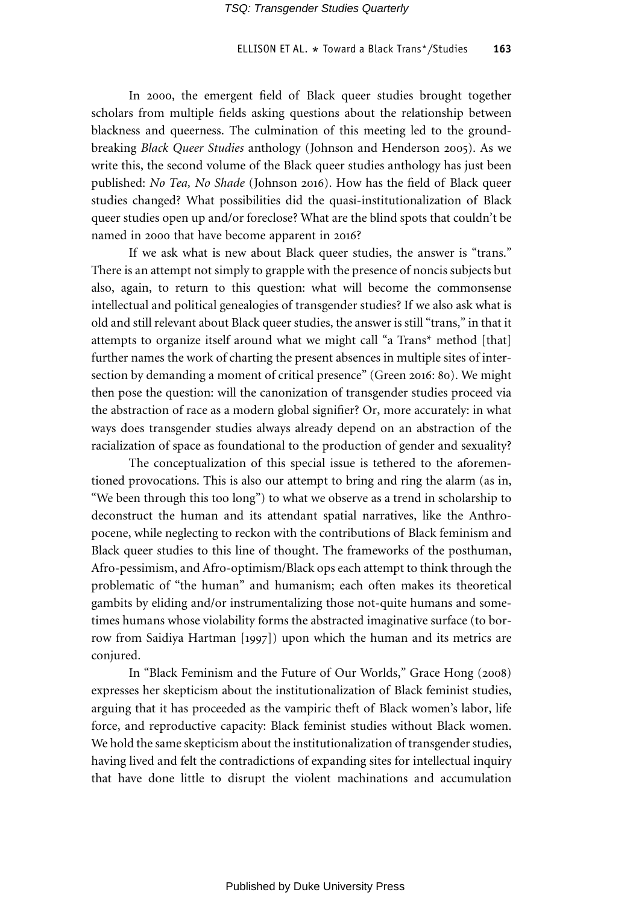In 2000, the emergent field of Black queer studies brought together scholars from multiple fields asking questions about the relationship between blackness and queerness. The culmination of this meeting led to the groundbreaking *Black Queer Studies* anthology (Johnson and Henderson 2005). As we write this, the second volume of the Black queer studies anthology has just been published: *No Tea, No Shade* (Johnson 2016). How has the field of Black queer studies changed? What possibilities did the quasi-institutionalization of Black queer studies open up and/or foreclose? What are the blind spots that couldn't be named in 2000 that have become apparent in 2016?

If we ask what is new about Black queer studies, the answer is "trans." There is an attempt not simply to grapple with the presence of noncis subjects but also, again, to return to this question: what will become the commonsense intellectual and political genealogies of transgender studies? If we also ask what is old and still relevant about Black queer studies, the answer is still "trans," in that it attempts to organize itself around what we might call "a Trans* method [that] further names the work of charting the present absences in multiple sites of intersection by demanding a moment of critical presence" (Green 2016: 80). We might then pose the question: will the canonization of transgender studies proceed via the abstraction of race as a modern global signifier? Or, more accurately: in what ways does transgender studies always already depend on an abstraction of the racialization of space as foundational to the production of gender and sexuality?

The conceptualization of this special issue is tethered to the aforementioned provocations. This is also our attempt to bring and ring the alarm (as in, "We been through this too long") to what we observe as a trend in scholarship to deconstruct the human and its attendant spatial narratives, like the Anthropocene, while neglecting to reckon with the contributions of Black feminism and Black queer studies to this line of thought. The frameworks of the posthuman, Afro-pessimism, and Afro-optimism/Black ops each attempt to think through the problematic of "the human" and humanism; each often makes its theoretical gambits by eliding and/or instrumentalizing those not-quite humans and sometimes humans whose violability forms the abstracted imaginative surface (to borrow from Saidiya Hartman [1997]) upon which the human and its metrics are conjured.

In "Black Feminism and the Future of Our Worlds," Grace Hong (2008) expresses her skepticism about the institutionalization of Black feminist studies, arguing that it has proceeded as the vampiric theft of Black women's labor, life force, and reproductive capacity: Black feminist studies without Black women. We hold the same skepticism about the institutionalization of transgender studies, having lived and felt the contradictions of expanding sites for intellectual inquiry that have done little to disrupt the violent machinations and accumulation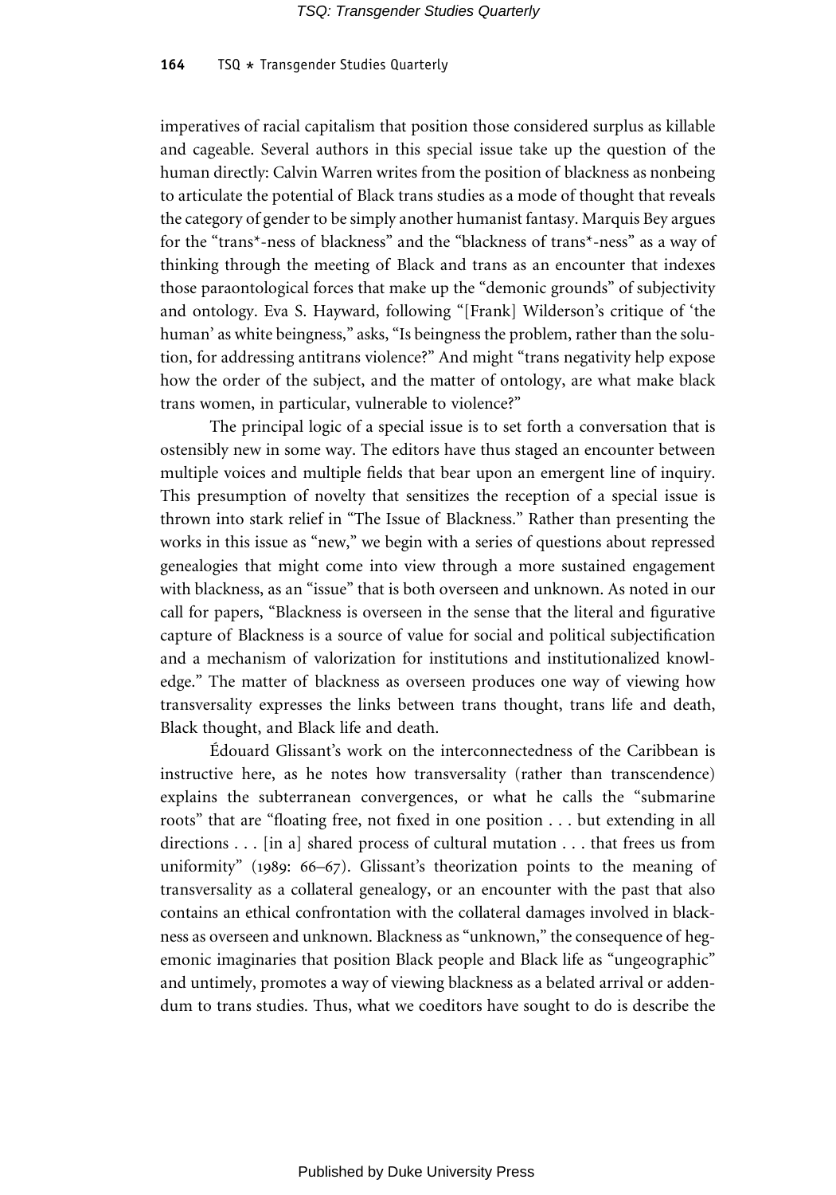imperatives of racial capitalism that position those considered surplus as killable and cageable. Several authors in this special issue take up the question of the human directly: Calvin Warren writes from the position of blackness as nonbeing to articulate the potential of Black trans studies as a mode of thought that reveals the category of gender to be simply another humanist fantasy. Marquis Bey argues for the "trans*-ness of blackness" and the "blackness of trans*-ness" as a way of thinking through the meeting of Black and trans as an encounter that indexes those paraontological forces that make up the "demonic grounds" of subjectivity and ontology. Eva S. Hayward, following "[Frank] Wilderson's critique of 'the human' as white beingness," asks, "Is beingness the problem, rather than the solution, for addressing antitrans violence?" And might "trans negativity help expose how the order of the subject, and the matter of ontology, are what make black trans women, in particular, vulnerable to violence?"

The principal logic of a special issue is to set forth a conversation that is ostensibly new in some way. The editors have thus staged an encounter between multiple voices and multiple fields that bear upon an emergent line of inquiry. This presumption of novelty that sensitizes the reception of a special issue is thrown into stark relief in "The Issue of Blackness." Rather than presenting the works in this issue as "new," we begin with a series of questions about repressed genealogies that might come into view through a more sustained engagement with blackness, as an "issue" that is both overseen and unknown. As noted in our call for papers, "Blackness is overseen in the sense that the literal and figurative capture of Blackness is a source of value for social and political subjectification and a mechanism of valorization for institutions and institutionalized knowledge." The matter of blackness as overseen produces one way of viewing how transversality expresses the links between trans thought, trans life and death, Black thought, and Black life and death.

Édouard Glissant's work on the interconnectedness of the Caribbean is instructive here, as he notes how transversality (rather than transcendence) explains the subterranean convergences, or what he calls the "submarine roots" that are "floating free, not fixed in one position . . . but extending in all directions . . . [in a] shared process of cultural mutation . . . that frees us from uniformity" (1989: 66–67). Glissant's theorization points to the meaning of transversality as a collateral genealogy, or an encounter with the past that also contains an ethical confrontation with the collateral damages involved in blackness as overseen and unknown. Blackness as "unknown," the consequence of hegemonic imaginaries that position Black people and Black life as "ungeographic" and untimely, promotes a way of viewing blackness as a belated arrival or addendum to trans studies. Thus, what we coeditors have sought to do is describe the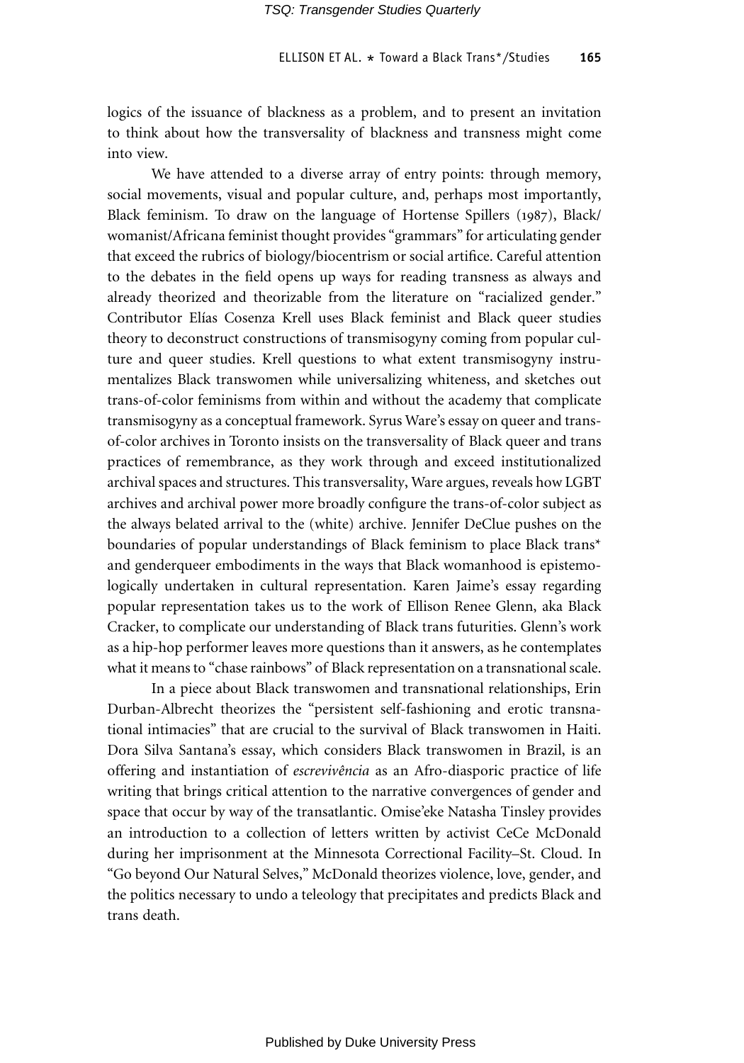logics of the issuance of blackness as a problem, and to present an invitation to think about how the transversality of blackness and transness might come into view.

We have attended to a diverse array of entry points: through memory, social movements, visual and popular culture, and, perhaps most importantly, Black feminism. To draw on the language of Hortense Spillers (1987), Black/womanist/Africana feminist thought provides "grammars" for articulating gender that exceed the rubrics of biology/biocentrism or social artifice. Careful attention to the debates in the field opens up ways for reading transness as always and already theorized and theorizable from the literature on "racialized gender." Contributor Elías Cosenza Krell uses Black feminist and Black queer studies theory to deconstruct constructions of transmisogyny coming from popular culture and queer studies. Krell questions to what extent transmisogyny instrumentalizes Black transwomen while universalizing whiteness, and sketches out trans-of-color feminisms from within and without the academy that complicate transmisogyny as a conceptual framework. Syrus Ware's essay on queer and trans-of-color archives in Toronto insists on the transversality of Black queer and trans practices of remembrance, as they work through and exceed institutionalized archival spaces and structures. This transversality, Ware argues, reveals how LGBT archives and archival power more broadly configure the trans-of-color subject as the always belated arrival to the (white) archive. Jennifer DeClue pushes on the boundaries of popular understandings of Black feminism to place Black trans* and genderqueer embodiments in the ways that Black womanhood is epistemologically undertaken in cultural representation. Karen Jaime's essay regarding popular representation takes us to the work of Ellison Renee Glenn, aka Black Cracker, to complicate our understanding of Black trans futurities. Glenn's work as a hip-hop performer leaves more questions than it answers, as he contemplates what it means to "chase rainbows" of Black representation on a transnational scale.

In a piece about Black transwomen and transnational relationships, Erin Durban-Albrecht theorizes the "persistent self-fashioning and erotic transnational intimacies" that are crucial to the survival of Black transwomen in Haiti. Dora Silva Santana's essay, which considers Black transwomen in Brazil, is an offering and instantiation of *escrevivência* as an Afro-diasporic practice of life writing that brings critical attention to the narrative convergences of gender and space that occur by way of the transatlantic. Omise'eke Natasha Tinsley provides an introduction to a collection of letters written by activist CeCe McDonald during her imprisonment at the Minnesota Correctional Facility–St. Cloud. In "Go beyond Our Natural Selves," McDonald theorizes violence, love, gender, and the politics necessary to undo a teleology that precipitates and predicts Black and trans death.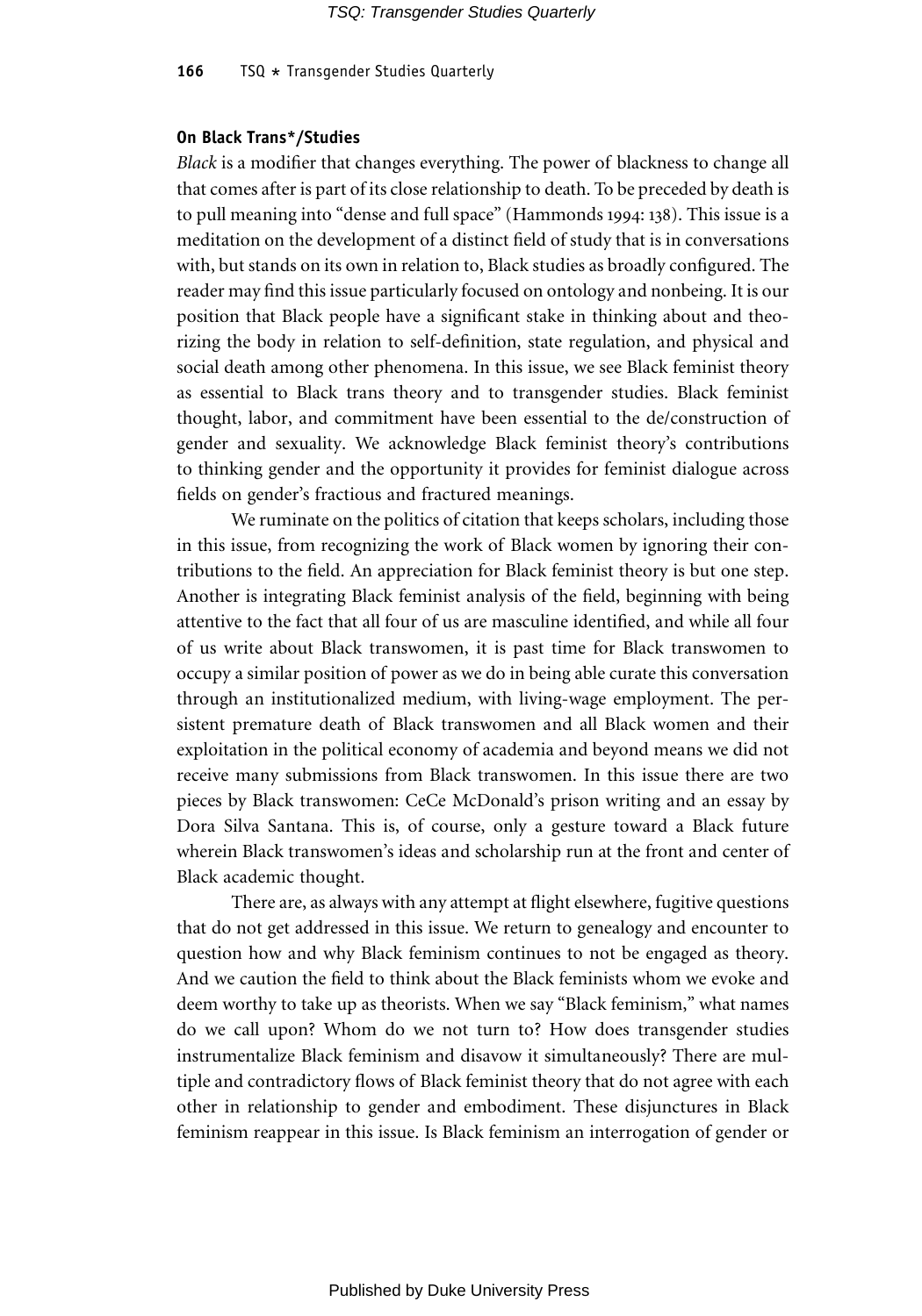### On Black Trans*/Studies

*Black* is a modifier that changes everything. The power of blackness to change all that comes after is part of its close relationship to death. To be preceded by death is to pull meaning into "dense and full space" (Hammonds 1994: 138). This issue is a meditation on the development of a distinct field of study that is in conversations with, but stands on its own in relation to, Black studies as broadly configured. The reader may find this issue particularly focused on ontology and nonbeing. It is our position that Black people have a significant stake in thinking about and theorizing the body in relation to self-definition, state regulation, and physical and social death among other phenomena. In this issue, we see Black feminist theory as essential to Black trans theory and to transgender studies. Black feminist thought, labor, and commitment have been essential to the de/construction of gender and sexuality. We acknowledge Black feminist theory's contributions to thinking gender and the opportunity it provides for feminist dialogue across fields on gender's fractious and fractured meanings.

We ruminate on the politics of citation that keeps scholars, including those in this issue, from recognizing the work of Black women by ignoring their contributions to the field. An appreciation for Black feminist theory is but one step. Another is integrating Black feminist analysis of the field, beginning with being attentive to the fact that all four of us are masculine identified, and while all four of us write about Black transwomen, it is past time for Black transwomen to occupy a similar position of power as we do in being able curate this conversation through an institutionalized medium, with living-wage employment. The persistent premature death of Black transwomen and all Black women and their exploitation in the political economy of academia and beyond means we did not receive many submissions from Black transwomen. In this issue there are two pieces by Black transwomen: CeCe McDonald's prison writing and an essay by Dora Silva Santana. This is, of course, only a gesture toward a Black future wherein Black transwomen's ideas and scholarship run at the front and center of Black academic thought.

There are, as always with any attempt at flight elsewhere, fugitive questions that do not get addressed in this issue. We return to genealogy and encounter to question how and why Black feminism continues to not be engaged as theory. And we caution the field to think about the Black feminists whom we evoke and deem worthy to take up as theorists. When we say "Black feminism," what names do we call upon? Whom do we not turn to? How does transgender studies instrumentalize Black feminism and disavow it simultaneously? There are multiple and contradictory flows of Black feminist theory that do not agree with each other in relationship to gender and embodiment. These disjunctures in Black feminism reappear in this issue. Is Black feminism an interrogation of gender or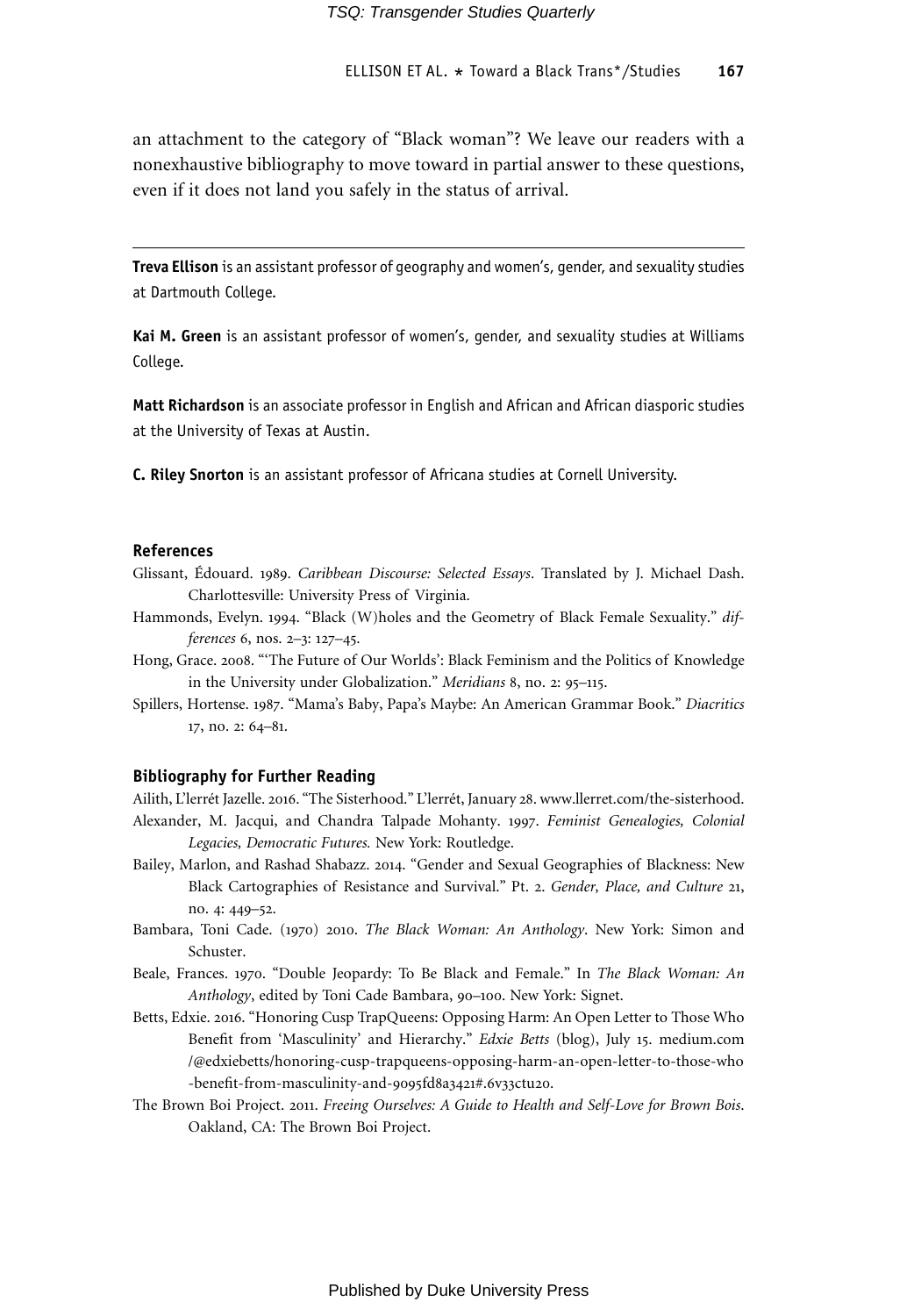an attachment to the category of "Black woman"? We leave our readers with a nonexhaustive bibliography to move toward in partial answer to these questions, even if it does not land you safely in the status of arrival.

---

**Treva Ellison** is an assistant professor of geography and women's, gender, and sexuality studies at Dartmouth College.

**Kai M. Green** is an assistant professor of women's, gender, and sexuality studies at Williams College.

**Matt Richardson** is an associate professor in English and African and African diasporic studies at the University of Texas at Austin.

**C. Riley Snorton** is an assistant professor of Africana studies at Cornell University.

## References

Glissant, Édouard. 1989. *Caribbean Discourse: Selected Essays*. Translated by J. Michael Dash. Charlottesville: University Press of Virginia.

Hammonds, Evelyn. 1994. "Black (W)holes and the Geometry of Black Female Sexuality." *differences* 6, nos. 2–3: 127–45.

Hong, Grace. 2008. "'The Future of Our Worlds': Black Feminism and the Politics of Knowledge in the University under Globalization." *Meridians* 8, no. 2: 95–115.

Spillers, Hortense. 1987. "Mama's Baby, Papa's Maybe: An American Grammar Book." *Diacritics* 17, no. 2: 64–81.

## Bibliography for Further Reading

Ailith, L'lerrét Jazelle. 2016. "The Sisterhood." L'lerrét, January 28. www.llerret.com/the-sisterhood.

Alexander, M. Jacqui, and Chandra Talpade Mohanty. 1997. *Feminist Genealogies, Colonial Legacies, Democratic Futures.* New York: Routledge.

Bailey, Marlon, and Rashad Shabazz. 2014. "Gender and Sexual Geographies of Blackness: New Black Cartographies of Resistance and Survival." Pt. 2. *Gender, Place, and Culture* 21, no. 4: 449–52.

Bambara, Toni Cade. (1970) 2010. *The Black Woman: An Anthology*. New York: Simon and Schuster.

Beale, Frances. 1970. "Double Jeopardy: To Be Black and Female." In *The Black Woman: An Anthology*, edited by Toni Cade Bambara, 90–100. New York: Signet.

Betts, Edxie. 2016. "Honoring Cusp TrapQueens: Opposing Harm: An Open Letter to Those Who Benefit from 'Masculinity' and Hierarchy." *Edxie Betts* (blog), July 15. medium.com/@edxiebetts/honoring-cusp-trapqueens-opposing-harm-an-open-letter-to-those-who-benefit-from-masculinity-and-9095fd8a3421#.6v33ctu20.

The Brown Boi Project. 2011. *Freeing Ourselves: A Guide to Health and Self-Love for Brown Bois*. Oakland, CA: The Brown Boi Project.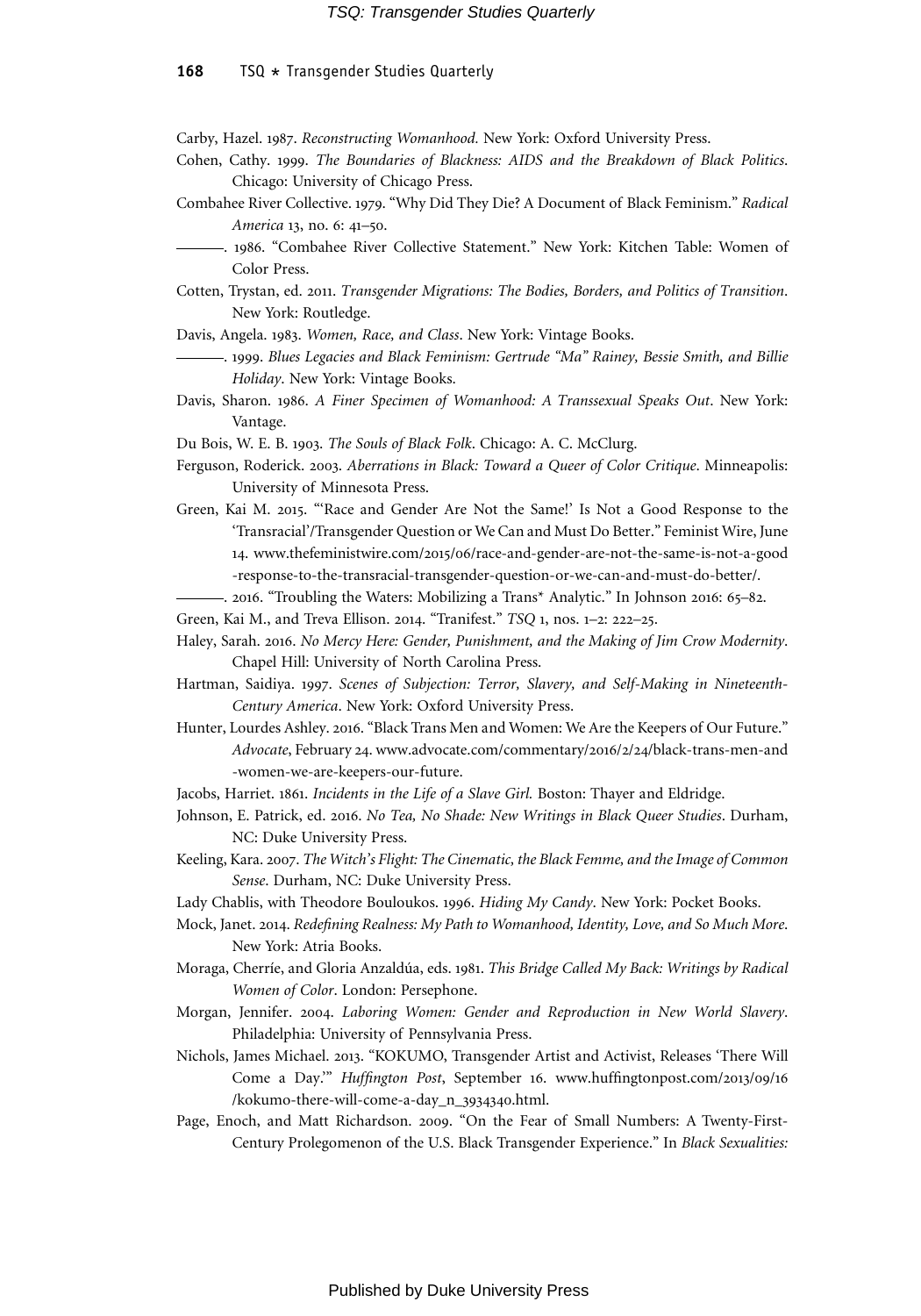Carby, Hazel. 1987. *Reconstructing Womanhood.* New York: Oxford University Press.

Cohen, Cathy. 1999. *The Boundaries of Blackness: AIDS and the Breakdown of Black Politics*. Chicago: University of Chicago Press.

Combahee River Collective. 1979. "Why Did They Die? A Document of Black Feminism." *Radical America* 13, no. 6: 41–50.

———. 1986. "Combahee River Collective Statement." New York: Kitchen Table: Women of Color Press.

Cotten, Trystan, ed. 2011. *Transgender Migrations: The Bodies, Borders, and Politics of Transition*. New York: Routledge.

Davis, Angela. 1983. *Women, Race, and Class*. New York: Vintage Books.

———. 1999. *Blues Legacies and Black Feminism: Gertrude "Ma" Rainey, Bessie Smith, and Billie Holiday*. New York: Vintage Books.

Davis, Sharon. 1986. *A Finer Specimen of Womanhood: A Transsexual Speaks Out*. New York: Vantage.

Du Bois, W. E. B. 1903. *The Souls of Black Folk*. Chicago: A. C. McClurg.

Ferguson, Roderick. 2003. *Aberrations in Black: Toward a Queer of Color Critique*. Minneapolis: University of Minnesota Press.

Green, Kai M. 2015. "'Race and Gender Are Not the Same!' Is Not a Good Response to the 'Transracial'/Transgender Question or We Can and Must Do Better." Feminist Wire, June 14. www.thefeministwire.com/2015/06/race-and-gender-are-not-the-same-is-not-a-good-response-to-the-transracial-transgender-question-or-we-can-and-must-do-better/.

———. 2016. "Troubling the Waters: Mobilizing a Trans* Analytic." In Johnson 2016: 65–82.

Green, Kai M., and Treva Ellison. 2014. "Tranifest." *TSQ* 1, nos. 1–2: 222–25.

Haley, Sarah. 2016. *No Mercy Here: Gender, Punishment, and the Making of Jim Crow Modernity*. Chapel Hill: University of North Carolina Press.

Hartman, Saidiya. 1997. *Scenes of Subjection: Terror, Slavery, and Self-Making in Nineteenth-Century America*. New York: Oxford University Press.

Hunter, Lourdes Ashley. 2016. "Black Trans Men and Women: We Are the Keepers of Our Future." *Advocate*, February 24. www.advocate.com/commentary/2016/2/24/black-trans-men-and-women-we-are-keepers-our-future.

Jacobs, Harriet. 1861. *Incidents in the Life of a Slave Girl.* Boston: Thayer and Eldridge.

Johnson, E. Patrick, ed. 2016. *No Tea, No Shade: New Writings in Black Queer Studies*. Durham, NC: Duke University Press.

Keeling, Kara. 2007. *The Witch's Flight: The Cinematic, the Black Femme, and the Image of Common Sense*. Durham, NC: Duke University Press.

Lady Chablis, with Theodore Bouloukos. 1996. *Hiding My Candy*. New York: Pocket Books.

Mock, Janet. 2014. *Redefining Realness: My Path to Womanhood, Identity, Love, and So Much More*. New York: Atria Books.

Moraga, Cherríe, and Gloria Anzaldúa, eds. 1981. *This Bridge Called My Back: Writings by Radical Women of Color*. London: Persephone.

Morgan, Jennifer. 2004. *Laboring Women: Gender and Reproduction in New World Slavery*. Philadelphia: University of Pennsylvania Press.

Nichols, James Michael. 2013. "KOKUMO, Transgender Artist and Activist, Releases 'There Will Come a Day.'" *Huffington Post*, September 16. www.huffingtonpost.com/2013/09/16/kokumo-there-will-come-a-day_n_3934340.html.

Page, Enoch, and Matt Richardson. 2009. "On the Fear of Small Numbers: A Twenty-First-Century Prolegomenon of the U.S. Black Transgender Experience." In *Black Sexualities:*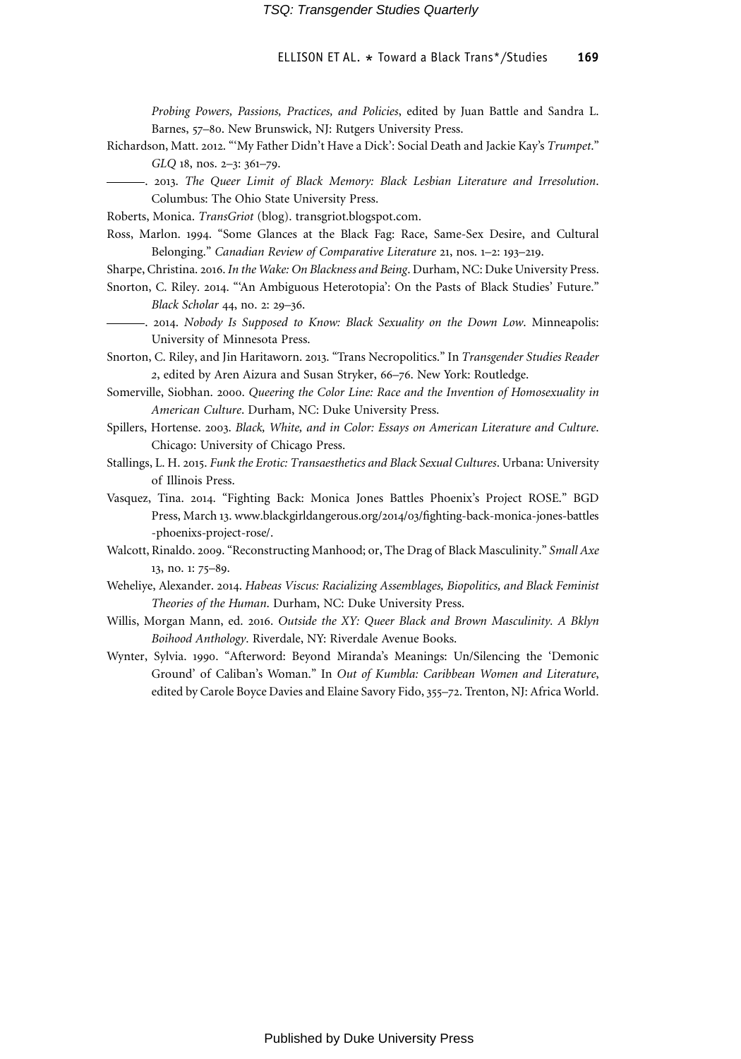*Probing Powers, Passions, Practices, and Policies*, edited by Juan Battle and Sandra L. Barnes, 57–80. New Brunswick, NJ: Rutgers University Press.

Richardson, Matt. 2012. "'My Father Didn't Have a Dick': Social Death and Jackie Kay's *Trumpet*." *GLQ* 18, nos. 2–3: 361–79.

———. 2013. *The Queer Limit of Black Memory: Black Lesbian Literature and Irresolution*. Columbus: The Ohio State University Press.

Roberts, Monica. *TransGriot* (blog). transgriot.blogspot.com.

Ross, Marlon. 1994. "Some Glances at the Black Fag: Race, Same-Sex Desire, and Cultural Belonging." *Canadian Review of Comparative Literature* 21, nos. 1–2: 193–219.

Sharpe, Christina. 2016. *In the Wake: On Blackness and Being*. Durham, NC: Duke University Press.

Snorton, C. Riley. 2014. "'An Ambiguous Heterotopia': On the Pasts of Black Studies' Future." *Black Scholar* 44, no. 2: 29–36.

———. 2014. *Nobody Is Supposed to Know: Black Sexuality on the Down Low*. Minneapolis: University of Minnesota Press.

Snorton, C. Riley, and Jin Haritaworn. 2013. "Trans Necropolitics." In *Transgender Studies Reader 2*, edited by Aren Aizura and Susan Stryker, 66–76. New York: Routledge.

Somerville, Siobhan. 2000. *Queering the Color Line: Race and the Invention of Homosexuality in American Culture*. Durham, NC: Duke University Press.

Spillers, Hortense. 2003. *Black, White, and in Color: Essays on American Literature and Culture*. Chicago: University of Chicago Press.

Stallings, L. H. 2015. *Funk the Erotic: Transaesthetics and Black Sexual Cultures*. Urbana: University of Illinois Press.

Vasquez, Tina. 2014. "Fighting Back: Monica Jones Battles Phoenix's Project ROSE." BGD Press, March 13. www.blackgirldangerous.org/2014/03/fighting-back-monica-jones-battles-phoenixs-project-rose/.

Walcott, Rinaldo. 2009. "Reconstructing Manhood; or, The Drag of Black Masculinity." *Small Axe* 13, no. 1: 75–89.

Weheliye, Alexander. 2014. *Habeas Viscus: Racializing Assemblages, Biopolitics, and Black Feminist Theories of the Human*. Durham, NC: Duke University Press.

Willis, Morgan Mann, ed. 2016. *Outside the XY: Queer Black and Brown Masculinity. A Bklyn Boihood Anthology*. Riverdale, NY: Riverdale Avenue Books.

Wynter, Sylvia. 1990. "Afterword: Beyond Miranda's Meanings: Un/Silencing the 'Demonic Ground' of Caliban's Woman." In *Out of Kumbla: Caribbean Women and Literature*, edited by Carole Boyce Davies and Elaine Savory Fido, 355–72. Trenton, NJ: Africa World.